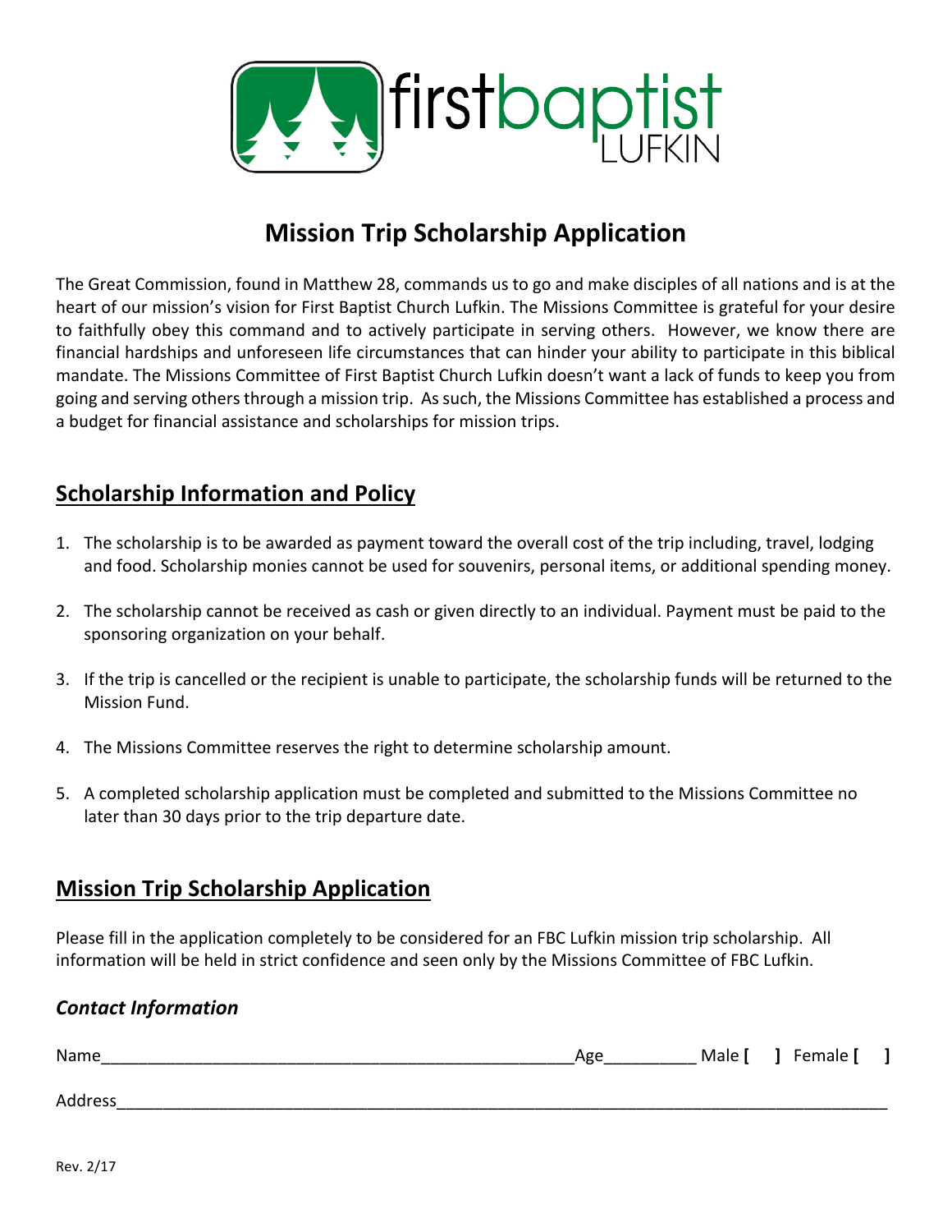firstbaptist LUFKIN

# Mission Trip Scholarship Application

The Great Commission, found in Matthew 28, commands us to go and make disciples of all nations and is at the heart of our mission's vision for First Baptist Church Lufkin. The Missions Committee is grateful for your desire to faithfully obey this command and to actively participate in serving others. However, we know there are financial hardships and unforeseen life circumstances that can hinder your ability to participate in this biblical mandate. The Missions Committee of First Baptist Church Lufkin doesn't want a lack of funds to keep you from going and serving others through a mission trip. As such, the Missions Committee has established a process and a budget for financial assistance and scholarships for mission trips.

## Scholarship Information and Policy

1. The scholarship is to be awarded as payment toward the overall cost of the trip including, travel, lodging and food. Scholarship monies cannot be used for souvenirs, personal items, or additional spending money.
2. The scholarship cannot be received as cash or given directly to an individual. Payment must be paid to the sponsoring organization on your behalf.
3. If the trip is cancelled or the recipient is unable to participate, the scholarship funds will be returned to the Mission Fund.
4. The Missions Committee reserves the right to determine scholarship amount.
5. A completed scholarship application must be completed and submitted to the Missions Committee no later than 30 days prior to the trip departure date.

## Mission Trip Scholarship Application

Please fill in the application completely to be considered for an FBC Lufkin mission trip scholarship. All information will be held in strict confidence and seen only by the Missions Committee of FBC Lufkin.

### *Contact Information*

Name___________________________________________________Age_________ Male **[ ]** Female **[ ]**

Address_____________________________________________________________________________________

Rev. 2/17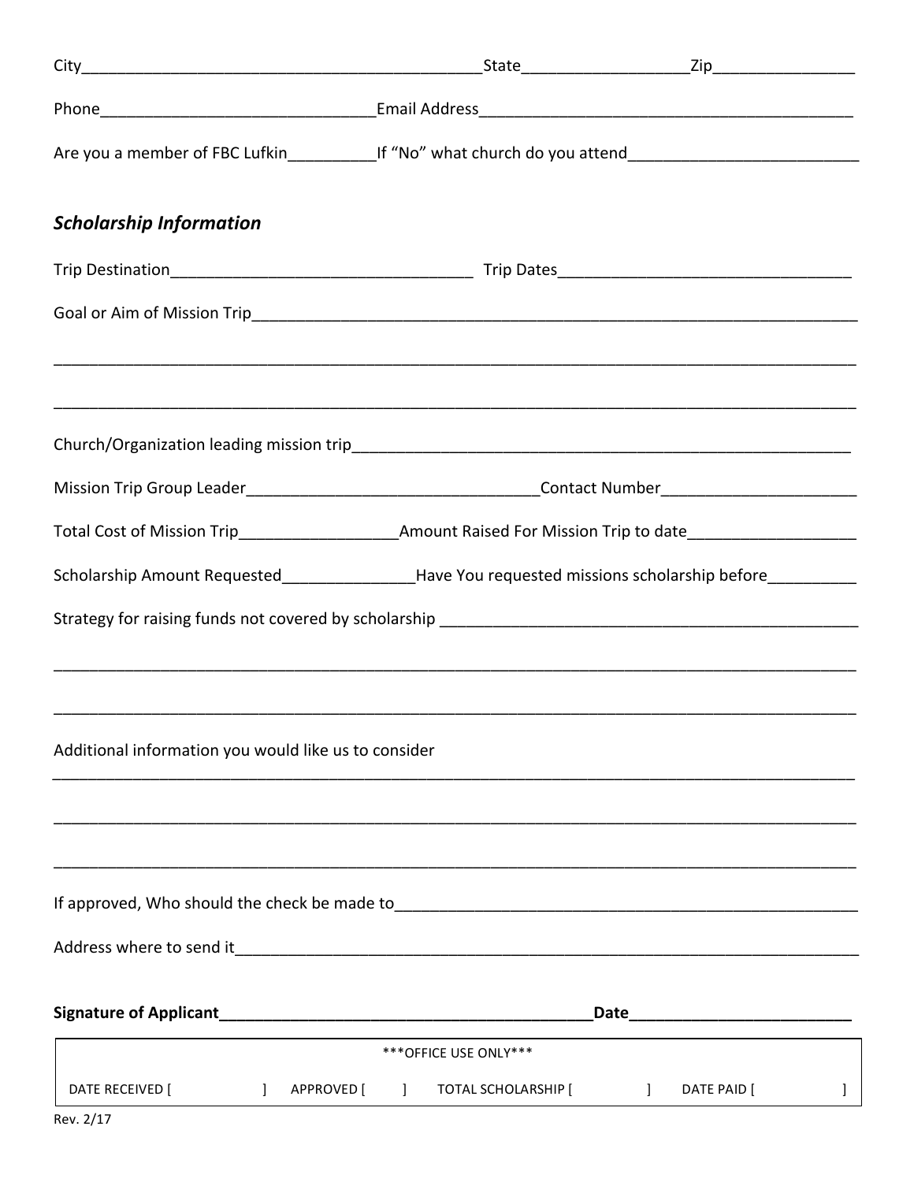City_____________________________________________State__________________Zip________________

Phone______________________________Email Address__________________________________________

Are you a member of FBC Lufkin__________If "No" what church do you attend__________________________

## *Scholarship Information*

Trip Destination_________________________________ Trip Dates________________________________

Goal or Aim of Mission Trip____________________________________________________________________

_____________________________________________________________________________________________

_____________________________________________________________________________________________

Church/Organization leading mission trip_______________________________________________________

Mission Trip Group Leader_________________________________Contact Number______________________

Total Cost of Mission Trip__________________Amount Raised For Mission Trip to date__________________

Scholarship Amount Requested_______________Have You requested missions scholarship before__________

Strategy for raising funds not covered by scholarship ______________________________________________

_____________________________________________________________________________________________

_____________________________________________________________________________________________

Additional information you would like us to consider

_____________________________________________________________________________________________

_____________________________________________________________________________________________

_____________________________________________________________________________________________

If approved, Who should the check be made to___________________________________________________

Address where to send it______________________________________________________________________

**Signature of Applicant___________________________________________Date_________________________**

| ***OFFICE USE ONLY*** | | | |
| --- | --- | --- | --- |
| DATE RECEIVED [ ] | APPROVED [ ] | TOTAL SCHOLARSHIP [ ] | DATE PAID [ ] |

Rev. 2/17